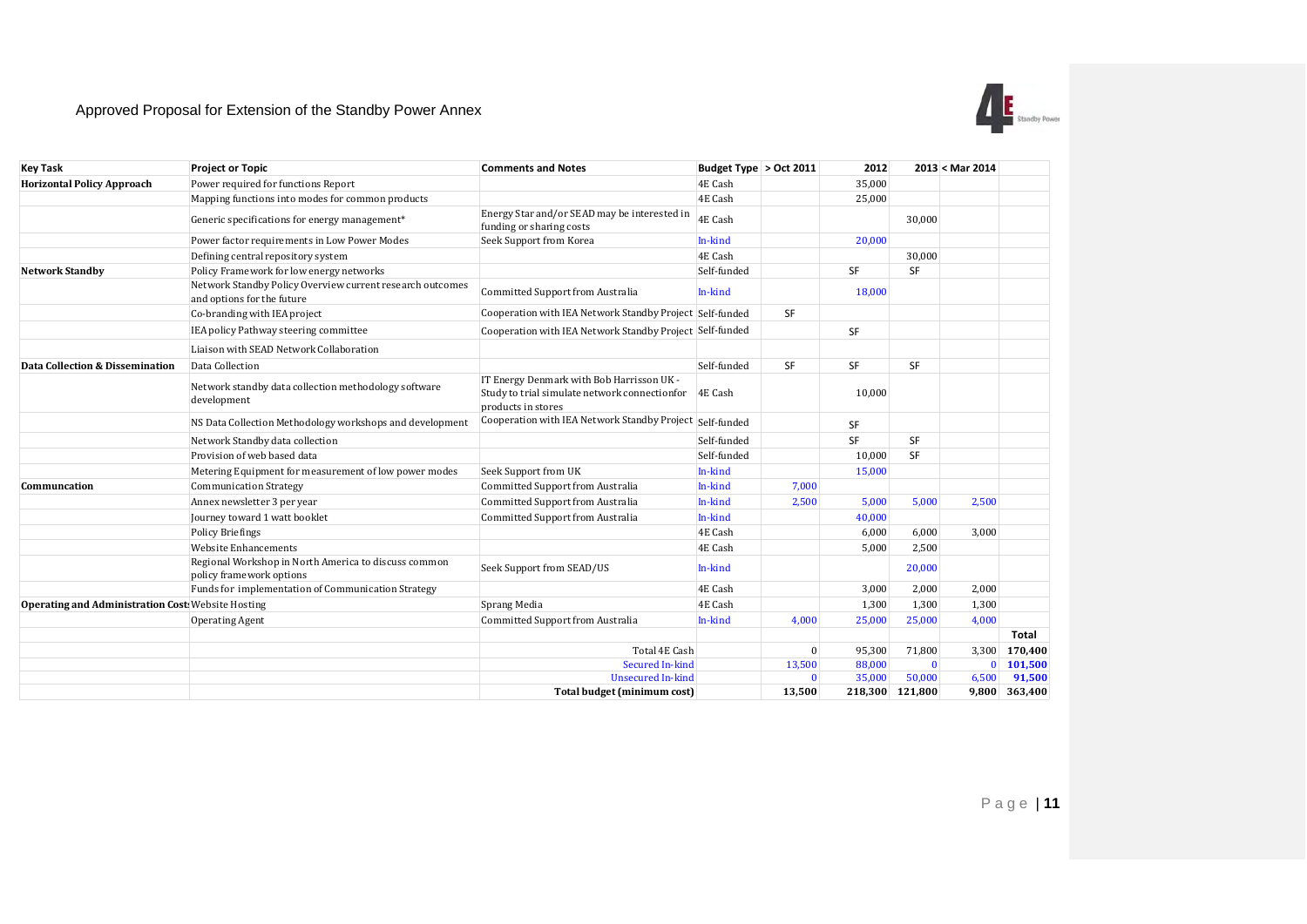Approved Proposal for Extension of the Standby Power Annex

| Key Task | Project or Topic | Comments and Notes | Budget Type | > Oct 2011 | 2012 | 2013 | < Mar 2014 | |
|---|---|---|---|---|---|---|---|---|
| Horizontal Policy Approach | Power required for functions Report | | 4E Cash | | 35,000 | | | |
| | Mapping functions into modes for common products | | 4E Cash | | 25,000 | | | |
| | Generic specifications for energy management* | Energy Star and/or SEAD may be interested in funding or sharing costs | 4E Cash | | | 30,000 | | |
| | Power factor requirements in Low Power Modes | Seek Support from Korea | In-kind | | 20,000 | | | |
| | Defining central repository system | | 4E Cash | | | 30,000 | | |
| Network Standby | Policy Framework for low energy networks | | Self-funded | | SF | SF | | |
| | Network Standby Policy Overview current research outcomes and options for the future | Committed Support from Australia | In-kind | | 18,000 | | | |
| | Co-branding with IEA project | Cooperation with IEA Network Standby Project | Self-funded | SF | | | | |
| | IEA policy Pathway steering committee | Cooperation with IEA Network Standby Project | Self-funded | | SF | | | |
| | Liaison with SEAD Network Collaboration | | | | | | | |
| Data Collection & Dissemination | Data Collection | | Self-funded | SF | SF | SF | | |
| | Network standby data collection methodology software development | IT Energy Denmark with Bob Harrisson UK - Study to trial simulate network connectionfor products in stores | 4E Cash | | 10,000 | | | |
| | NS Data Collection Methodology workshops and development | Cooperation with IEA Network Standby Project | Self-funded | | SF | | | |
| | Network Standby data collection | | Self-funded | | SF | SF | | |
| | Provision of web based data | | Self-funded | | 10,000 | SF | | |
| | Metering Equipment for measurement of low power modes | Seek Support from UK | In-kind | | 15,000 | | | |
| Communcation | Communication Strategy | Committed Support from Australia | In-kind | 7,000 | | | | |
| | Annex newsletter 3 per year | Committed Support from Australia | In-kind | 2,500 | 5,000 | 5,000 | 2,500 | |
| | Journey toward 1 watt booklet | Committed Support from Australia | In-kind | | 40,000 | | | |
| | Policy Briefings | | 4E Cash | | 6,000 | 6,000 | 3,000 | |
| | Website Enhancements | | 4E Cash | | 5,000 | 2,500 | | |
| | Regional Workshop in North America to discuss common policy framework options | Seek Support from SEAD/US | In-kind | | | 20,000 | | |
| | Funds for implementation of Communication Strategy | | 4E Cash | | 3,000 | 2,000 | 2,000 | |
| Operating and Administration Costs | Website Hosting | Sprang Media | 4E Cash | | 1,300 | 1,300 | 1,300 | |
| | Operating Agent | Committed Support from Australia | In-kind | 4,000 | 25,000 | 25,000 | 4,000 | |
| | | | | | | | | **Total** |
| | | Total 4E Cash | | 0 | 95,300 | 71,800 | 3,300 | **170,400** |
| | | Secured In-kind | | 13,500 | 88,000 | 0 | 0 | **101,500** |
| | | Unsecured In-kind | | 0 | 35,000 | 50,000 | 6,500 | **91,500** |
| | | **Total budget (minimum cost)** | | **13,500** | **218,300** | **121,800** | **9,800** | **363,400** |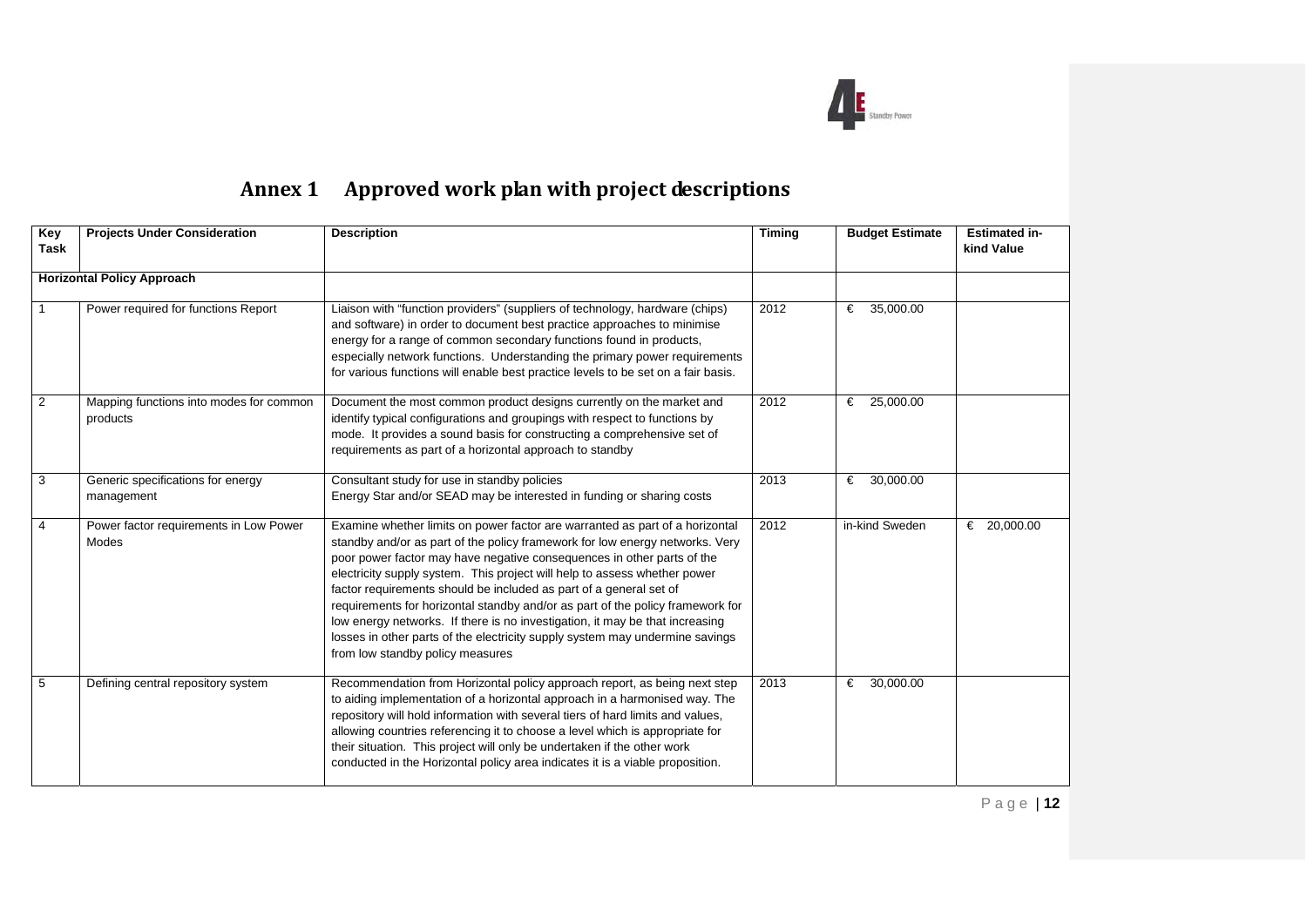# Annex 1 Approved work plan with project descriptions

| Key Task | Projects Under Consideration | Description | Timing | Budget Estimate | Estimated in-kind Value |
|---|---|---|---|---|---|
| **Horizontal Policy Approach** | | | | | |
| 1 | Power required for functions Report | Liaison with "function providers" (suppliers of technology, hardware (chips) and software) in order to document best practice approaches to minimise energy for a range of common secondary functions found in products, especially network functions. Understanding the primary power requirements for various functions will enable best practice levels to be set on a fair basis. | 2012 | € 35,000.00 | |
| 2 | Mapping functions into modes for common products | Document the most common product designs currently on the market and identify typical configurations and groupings with respect to functions by mode. It provides a sound basis for constructing a comprehensive set of requirements as part of a horizontal approach to standby | 2012 | € 25,000.00 | |
| 3 | Generic specifications for energy management | Consultant study for use in standby policies<br>Energy Star and/or SEAD may be interested in funding or sharing costs | 2013 | € 30,000.00 | |
| 4 | Power factor requirements in Low Power Modes | Examine whether limits on power factor are warranted as part of a horizontal standby and/or as part of the policy framework for low energy networks. Very poor power factor may have negative consequences in other parts of the electricity supply system. This project will help to assess whether power factor requirements should be included as part of a general set of requirements for horizontal standby and/or as part of the policy framework for low energy networks. If there is no investigation, it may be that increasing losses in other parts of the electricity supply system may undermine savings from low standby policy measures | 2012 | in-kind Sweden | € 20,000.00 |
| 5 | Defining central repository system | Recommendation from Horizontal policy approach report, as being next step to aiding implementation of a horizontal approach in a harmonised way. The repository will hold information with several tiers of hard limits and values, allowing countries referencing it to choose a level which is appropriate for their situation. This project will only be undertaken if the other work conducted in the Horizontal policy area indicates it is a viable proposition. | 2013 | € 30,000.00 | |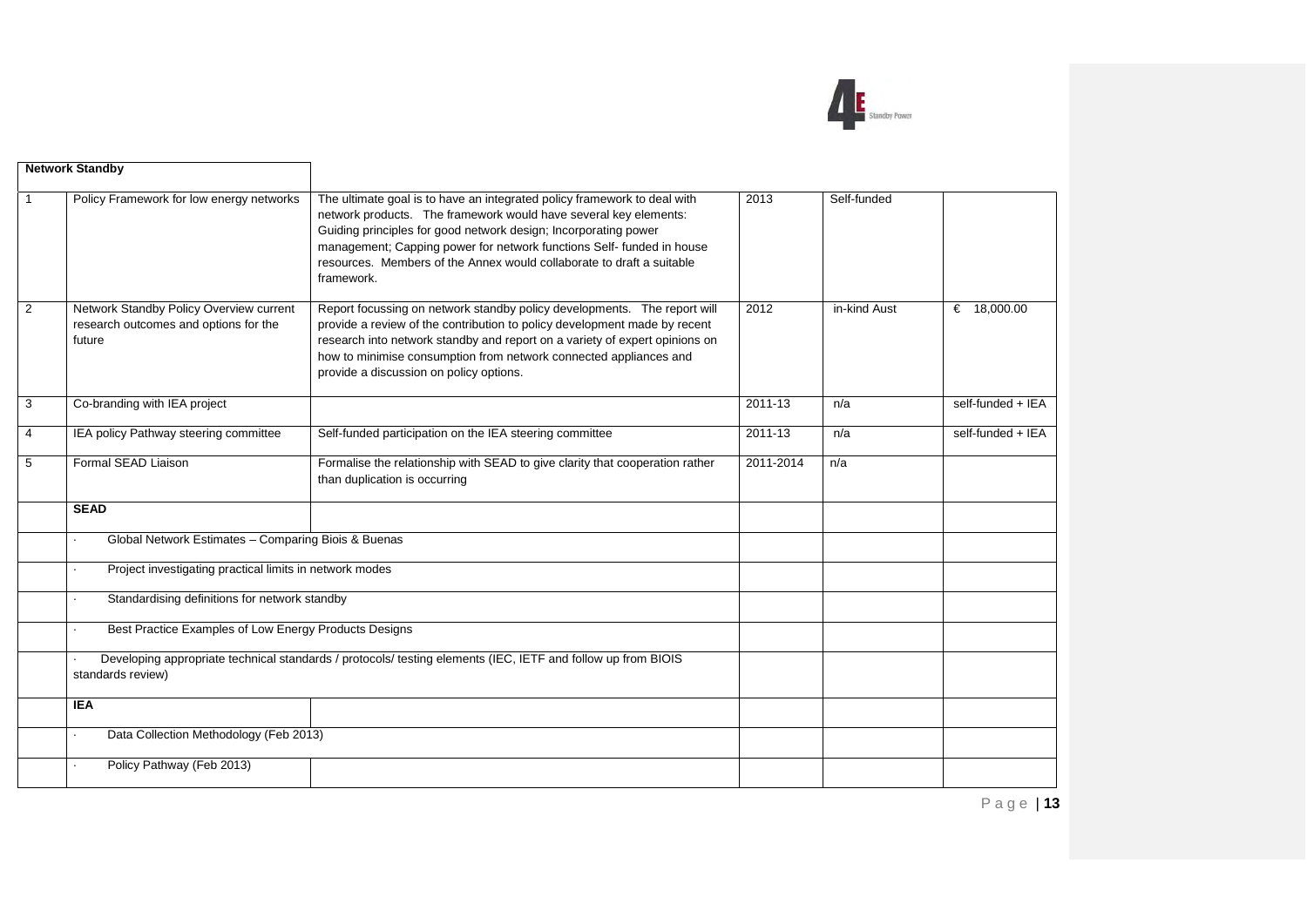| | **Network Standby** | | | | |
|---|---|---|---|---|---|
| 1 | Policy Framework for low energy networks | The ultimate goal is to have an integrated policy framework to deal with network products. The framework would have several key elements: Guiding principles for good network design; Incorporating power management; Capping power for network functions Self- funded in house resources. Members of the Annex would collaborate to draft a suitable framework. | 2013 | Self-funded | |
| 2 | Network Standby Policy Overview current research outcomes and options for the future | Report focussing on network standby policy developments. The report will provide a review of the contribution to policy development made by recent research into network standby and report on a variety of expert opinions on how to minimise consumption from network connected appliances and provide a discussion on policy options. | 2012 | in-kind Aust | € 18,000.00 |
| 3 | Co-branding with IEA project | | 2011-13 | n/a | self-funded + IEA |
| 4 | IEA policy Pathway steering committee | Self-funded participation on the IEA steering committee | 2011-13 | n/a | self-funded + IEA |
| 5 | Formal SEAD Liaison | Formalise the relationship with SEAD to give clarity that cooperation rather than duplication is occurring | 2011-2014 | n/a | |
| | **SEAD** | | | | |
| | · Global Network Estimates – Comparing Biois & Buenas | | | | |
| | · Project investigating practical limits in network modes | | | | |
| | · Standardising definitions for network standby | | | | |
| | · Best Practice Examples of Low Energy Products Designs | | | | |
| | · Developing appropriate technical standards / protocols/ testing elements (IEC, IETF and follow up from BIOIS standards review) | | | | |
| | **IEA** | | | | |
| | · Data Collection Methodology (Feb 2013) | | | | |
| | · Policy Pathway (Feb 2013) | | | | |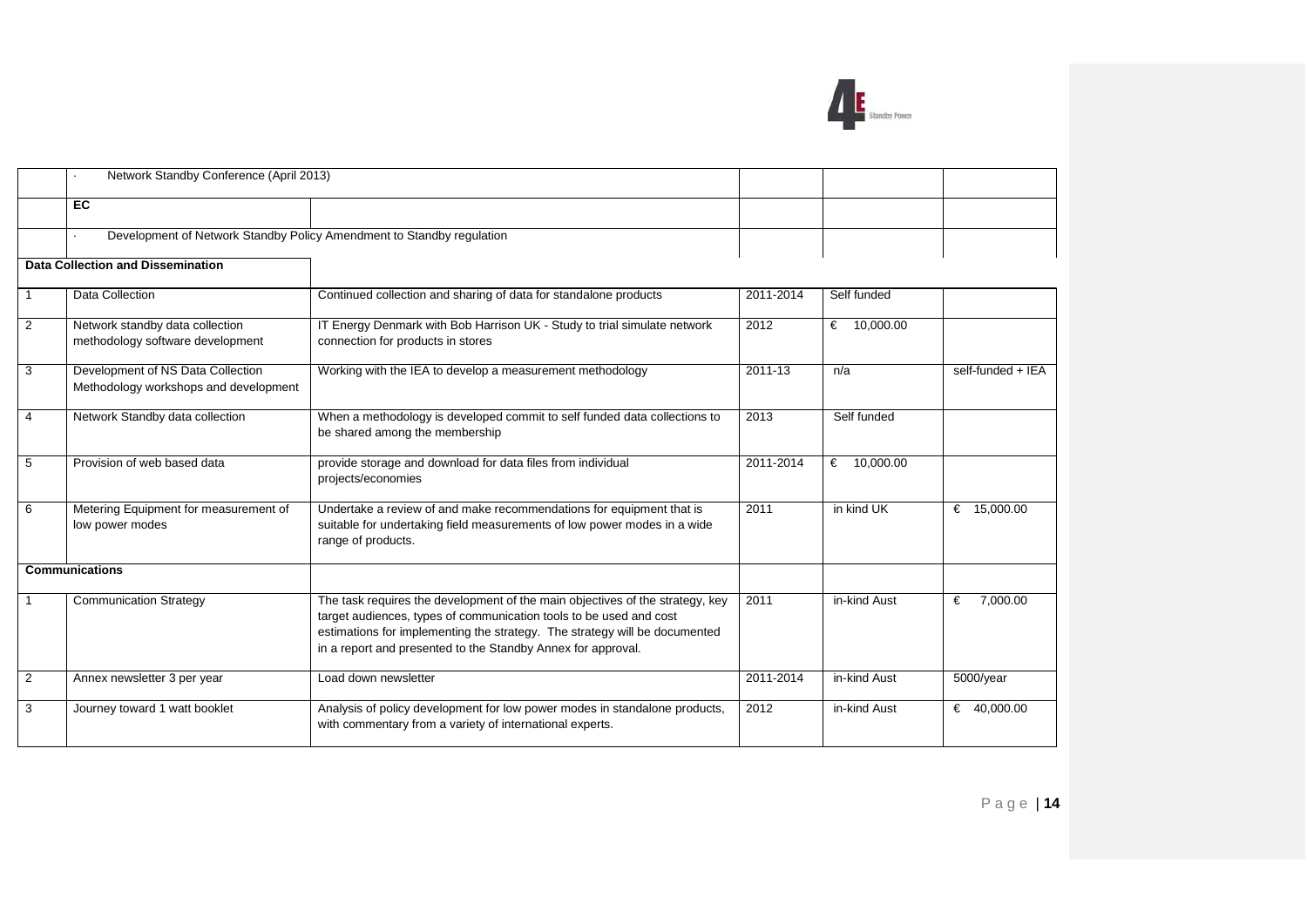| | | | | |
|---|---|---|---|---|
| | · Network Standby Conference (April 2013) | | | |
| | **EC** | | | |
| | · Development of Network Standby Policy Amendment to Standby regulation | | | |
| **Data Collection and Dissemination** | | | | |
| 1 | Data Collection | Continued collection and sharing of data for standalone products | 2011-2014 | Self funded | |
| 2 | Network standby data collection methodology software development | IT Energy Denmark with Bob Harrison UK - Study to trial simulate network connection for products in stores | 2012 | € 10,000.00 | |
| 3 | Development of NS Data Collection Methodology workshops and development | Working with the IEA to develop a measurement methodology | 2011-13 | n/a | self-funded + IEA |
| 4 | Network Standby data collection | When a methodology is developed commit to self funded data collections to be shared among the membership | 2013 | Self funded | |
| 5 | Provision of web based data | provide storage and download for data files from individual projects/economies | 2011-2014 | € 10,000.00 | |
| 6 | Metering Equipment for measurement of low power modes | Undertake a review of and make recommendations for equipment that is suitable for undertaking field measurements of low power modes in a wide range of products. | 2011 | in kind UK | € 15,000.00 |
| **Communications** | | | | | |
| 1 | Communication Strategy | The task requires the development of the main objectives of the strategy, key target audiences, types of communication tools to be used and cost estimations for implementing the strategy. The strategy will be documented in a report and presented to the Standby Annex for approval. | 2011 | in-kind Aust | € 7,000.00 |
| 2 | Annex newsletter 3 per year | Load down newsletter | 2011-2014 | in-kind Aust | 5000/year |
| 3 | Journey toward 1 watt booklet | Analysis of policy development for low power modes in standalone products, with commentary from a variety of international experts. | 2012 | in-kind Aust | € 40,000.00 |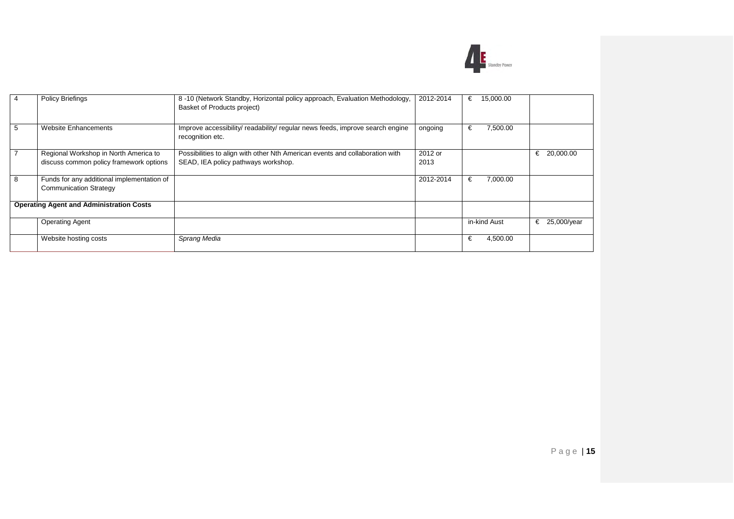| | | | | | |
|---|---|---|---|---|---|
| 4 | Policy Briefings | 8 -10 (Network Standby, Horizontal policy approach, Evaluation Methodology, Basket of Products project) | 2012-2014 | € 15,000.00 | |
| 5 | Website Enhancements | Improve accessibility/ readability/ regular news feeds, improve search engine recognition etc. | ongoing | € 7,500.00 | |
| 7 | Regional Workshop in North America to discuss common policy framework options | Possibilities to align with other Nth American events and collaboration with SEAD, IEA policy pathways workshop. | 2012 or 2013 | | € 20,000.00 |
| 8 | Funds for any additional implementation of Communication Strategy | | 2012-2014 | € 7,000.00 | |
| **Operating Agent and Administration Costs** | | | | | |
| | Operating Agent | | | in-kind Aust | € 25,000/year |
| | Website hosting costs | *Sprang Media* | | € 4,500.00 | |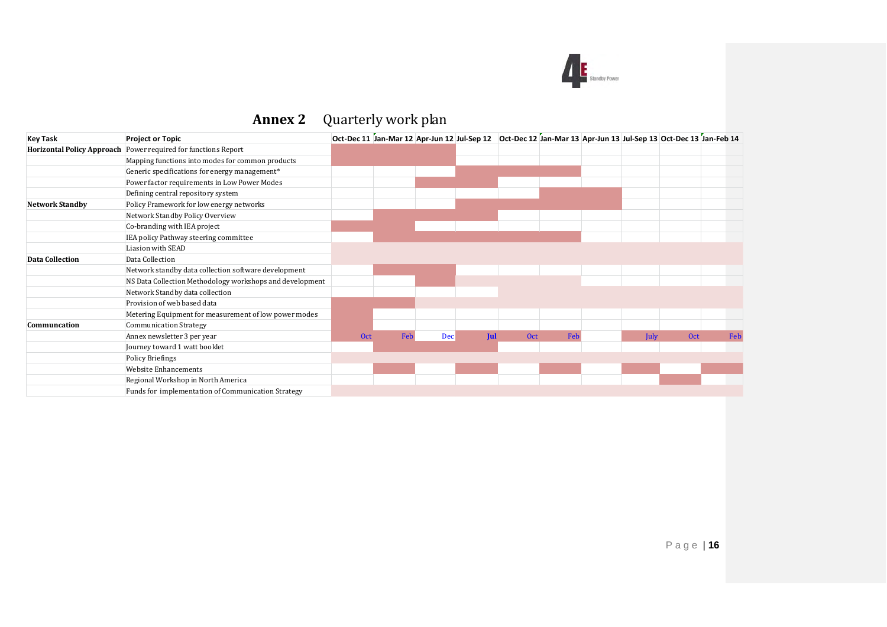## Annex 2 Quarterly work plan

| Key Task | Project or Topic | Oct-Dec 11 | Jan-Mar 12 | Apr-Jun 12 | Jul-Sep 12 | Oct-Dec 12 | Jan-Mar 13 | Apr-Jun 13 | Jul-Sep 13 | Oct-Dec 13 | Jan-Feb 14 |
|---|---|---|---|---|---|---|---|---|---|---|---|
| Horizontal Policy Approach | Power required for functions Report | | | | | | | | | | |
| | Mapping functions into modes for common products | | | | | | | | | | |
| | Generic specifications for energy management* | | | | | | | | | | |
| | Power factor requirements in Low Power Modes | | | | | | | | | | |
| | Defining central repository system | | | | | | | | | | |
| Network Standby | Policy Framework for low energy networks | | | | | | | | | | |
| | Network Standby Policy Overview | | | | | | | | | | |
| | Co-branding with IEA project | | | | | | | | | | |
| | IEA policy Pathway steering committee | | | | | | | | | | |
| | Liasion with SEAD | | | | | | | | | | |
| Data Collection | Data Collection | | | | | | | | | | |
| | Network standby data collection software development | | | | | | | | | | |
| | NS Data Collection Methodology workshops and development | | | | | | | | | | |
| | Network Standby data collection | | | | | | | | | | |
| | Provision of web based data | | | | | | | | | | |
| | Metering Equipment for measurement of low power modes | | | | | | | | | | |
| Communcation | Communication Strategy | | | | | | | | | | |
| | Annex newsletter 3 per year | Oct | Feb | Dec | Jul | Oct | Feb | | July | Oct | Feb |
| | Journey toward 1 watt booklet | | | | | | | | | | |
| | Policy Briefings | | | | | | | | | | |
| | Website Enhancements | | | | | | | | | | |
| | Regional Workshop in North America | | | | | | | | | | |
| | Funds for implementation of Communication Strategy | | | | | | | | | | |